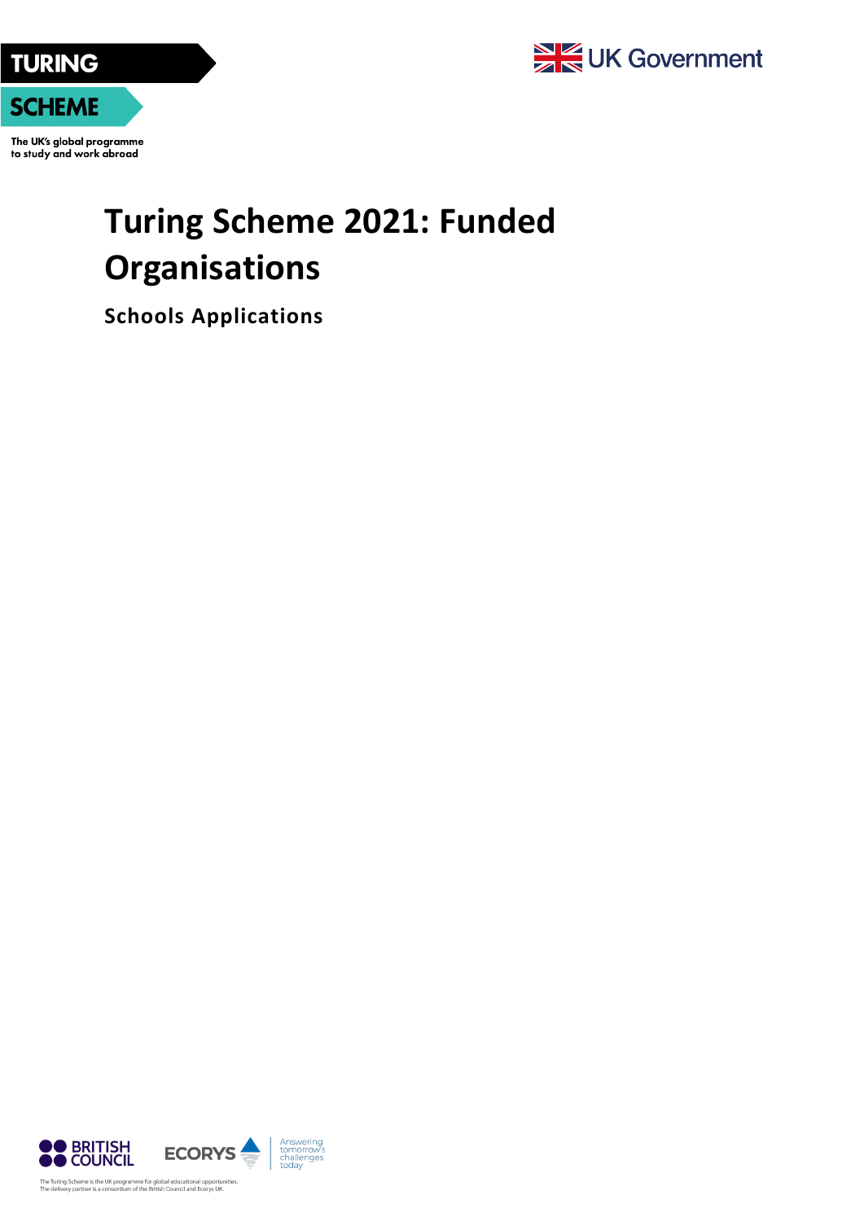TURING SCHEME

The UK's global programme to study and work abroad

UK Government

# Turing Scheme 2021: Funded Organisations

## Schools Applications

BRITISH COUNCIL

ECORYS Answering tomorrow's challenges today

The Turing Scheme is the UK programme for global educational opportunities.
The delivery partner is a consortium of the British Council and Ecorys UK.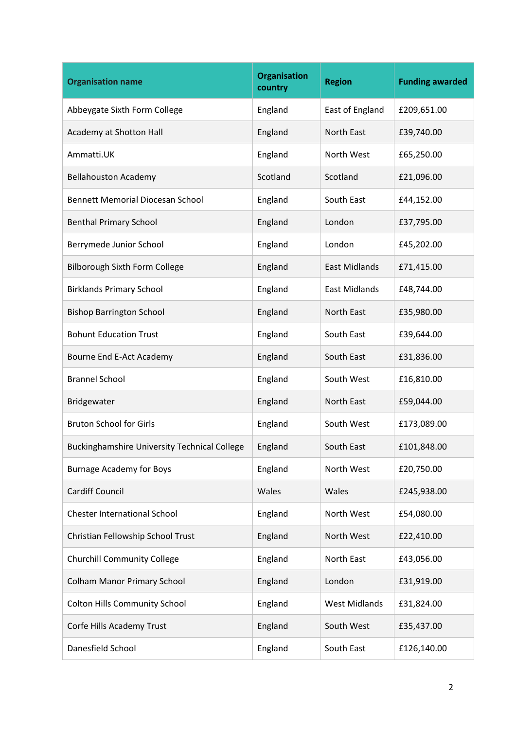| Organisation name | Organisation country | Region | Funding awarded |
|---|---|---|---|
| Abbeygate Sixth Form College | England | East of England | £209,651.00 |
| Academy at Shotton Hall | England | North East | £39,740.00 |
| Ammatti.UK | England | North West | £65,250.00 |
| Bellahouston Academy | Scotland | Scotland | £21,096.00 |
| Bennett Memorial Diocesan School | England | South East | £44,152.00 |
| Benthal Primary School | England | London | £37,795.00 |
| Berrymede Junior School | England | London | £45,202.00 |
| Bilborough Sixth Form College | England | East Midlands | £71,415.00 |
| Birklands Primary School | England | East Midlands | £48,744.00 |
| Bishop Barrington School | England | North East | £35,980.00 |
| Bohunt Education Trust | England | South East | £39,644.00 |
| Bourne End E-Act Academy | England | South East | £31,836.00 |
| Brannel School | England | South West | £16,810.00 |
| Bridgewater | England | North East | £59,044.00 |
| Bruton School for Girls | England | South West | £173,089.00 |
| Buckinghamshire University Technical College | England | South East | £101,848.00 |
| Burnage Academy for Boys | England | North West | £20,750.00 |
| Cardiff Council | Wales | Wales | £245,938.00 |
| Chester International School | England | North West | £54,080.00 |
| Christian Fellowship School Trust | England | North West | £22,410.00 |
| Churchill Community College | England | North East | £43,056.00 |
| Colham Manor Primary School | England | London | £31,919.00 |
| Colton Hills Community School | England | West Midlands | £31,824.00 |
| Corfe Hills Academy Trust | England | South West | £35,437.00 |
| Danesfield School | England | South East | £126,140.00 |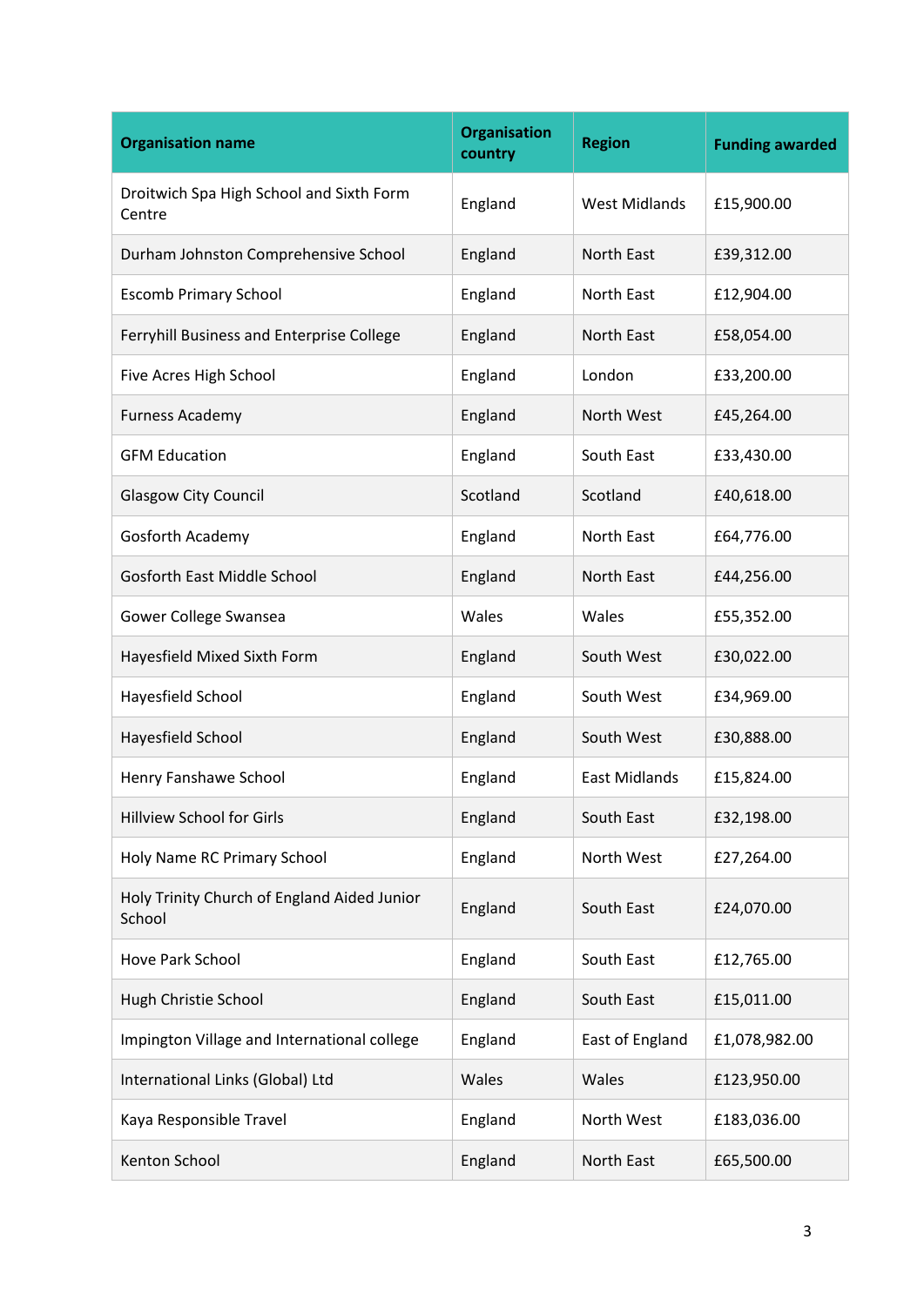| Organisation name | Organisation country | Region | Funding awarded |
|---|---|---|---|
| Droitwich Spa High School and Sixth Form Centre | England | West Midlands | £15,900.00 |
| Durham Johnston Comprehensive School | England | North East | £39,312.00 |
| Escomb Primary School | England | North East | £12,904.00 |
| Ferryhill Business and Enterprise College | England | North East | £58,054.00 |
| Five Acres High School | England | London | £33,200.00 |
| Furness Academy | England | North West | £45,264.00 |
| GFM Education | England | South East | £33,430.00 |
| Glasgow City Council | Scotland | Scotland | £40,618.00 |
| Gosforth Academy | England | North East | £64,776.00 |
| Gosforth East Middle School | England | North East | £44,256.00 |
| Gower College Swansea | Wales | Wales | £55,352.00 |
| Hayesfield Mixed Sixth Form | England | South West | £30,022.00 |
| Hayesfield School | England | South West | £34,969.00 |
| Hayesfield School | England | South West | £30,888.00 |
| Henry Fanshawe School | England | East Midlands | £15,824.00 |
| Hillview School for Girls | England | South East | £32,198.00 |
| Holy Name RC Primary School | England | North West | £27,264.00 |
| Holy Trinity Church of England Aided Junior School | England | South East | £24,070.00 |
| Hove Park School | England | South East | £12,765.00 |
| Hugh Christie School | England | South East | £15,011.00 |
| Impington Village and International college | England | East of England | £1,078,982.00 |
| International Links (Global) Ltd | Wales | Wales | £123,950.00 |
| Kaya Responsible Travel | England | North West | £183,036.00 |
| Kenton School | England | North East | £65,500.00 |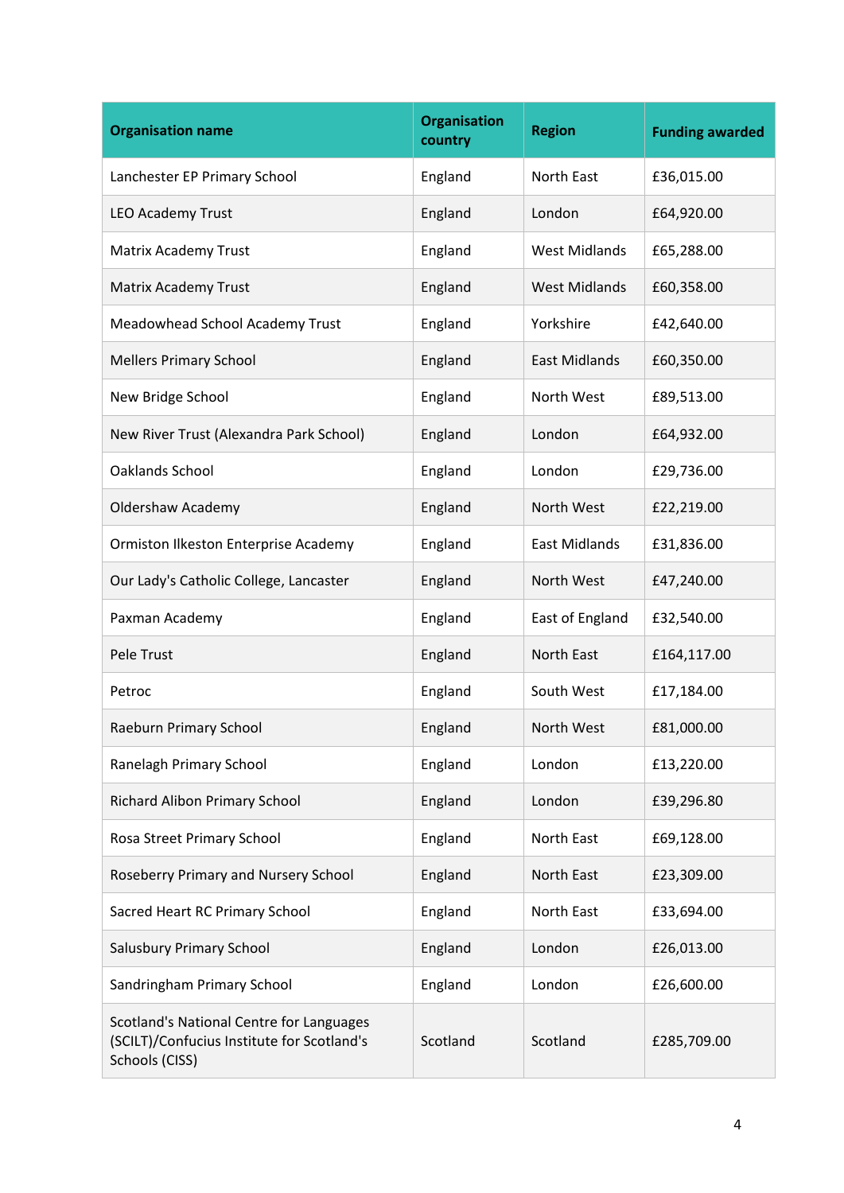| Organisation name | Organisation country | Region | Funding awarded |
|---|---|---|---|
| Lanchester EP Primary School | England | North East | £36,015.00 |
| LEO Academy Trust | England | London | £64,920.00 |
| Matrix Academy Trust | England | West Midlands | £65,288.00 |
| Matrix Academy Trust | England | West Midlands | £60,358.00 |
| Meadowhead School Academy Trust | England | Yorkshire | £42,640.00 |
| Mellers Primary School | England | East Midlands | £60,350.00 |
| New Bridge School | England | North West | £89,513.00 |
| New River Trust (Alexandra Park School) | England | London | £64,932.00 |
| Oaklands School | England | London | £29,736.00 |
| Oldershaw Academy | England | North West | £22,219.00 |
| Ormiston Ilkeston Enterprise Academy | England | East Midlands | £31,836.00 |
| Our Lady's Catholic College, Lancaster | England | North West | £47,240.00 |
| Paxman Academy | England | East of England | £32,540.00 |
| Pele Trust | England | North East | £164,117.00 |
| Petroc | England | South West | £17,184.00 |
| Raeburn Primary School | England | North West | £81,000.00 |
| Ranelagh Primary School | England | London | £13,220.00 |
| Richard Alibon Primary School | England | London | £39,296.80 |
| Rosa Street Primary School | England | North East | £69,128.00 |
| Roseberry Primary and Nursery School | England | North East | £23,309.00 |
| Sacred Heart RC Primary School | England | North East | £33,694.00 |
| Salusbury Primary School | England | London | £26,013.00 |
| Sandringham Primary School | England | London | £26,600.00 |
| Scotland's National Centre for Languages (SCILT)/Confucius Institute for Scotland's Schools (CISS) | Scotland | Scotland | £285,709.00 |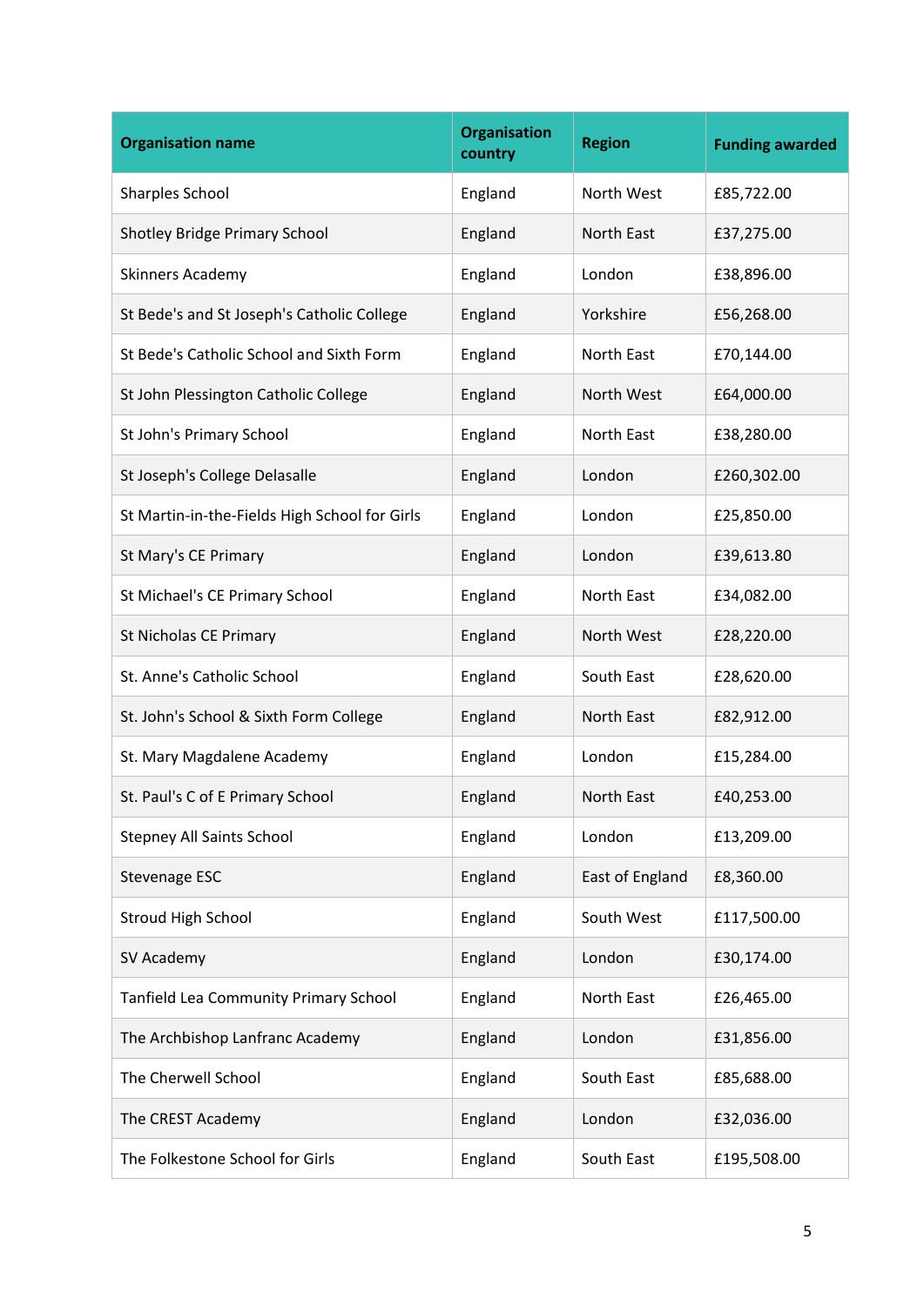| Organisation name | Organisation country | Region | Funding awarded |
| --- | --- | --- | --- |
| Sharples School | England | North West | £85,722.00 |
| Shotley Bridge Primary School | England | North East | £37,275.00 |
| Skinners Academy | England | London | £38,896.00 |
| St Bede's and St Joseph's Catholic College | England | Yorkshire | £56,268.00 |
| St Bede's Catholic School and Sixth Form | England | North East | £70,144.00 |
| St John Plessington Catholic College | England | North West | £64,000.00 |
| St John's Primary School | England | North East | £38,280.00 |
| St Joseph's College Delasalle | England | London | £260,302.00 |
| St Martin-in-the-Fields High School for Girls | England | London | £25,850.00 |
| St Mary's CE Primary | England | London | £39,613.80 |
| St Michael's CE Primary School | England | North East | £34,082.00 |
| St Nicholas CE Primary | England | North West | £28,220.00 |
| St. Anne's Catholic School | England | South East | £28,620.00 |
| St. John's School & Sixth Form College | England | North East | £82,912.00 |
| St. Mary Magdalene Academy | England | London | £15,284.00 |
| St. Paul's C of E Primary School | England | North East | £40,253.00 |
| Stepney All Saints School | England | London | £13,209.00 |
| Stevenage ESC | England | East of England | £8,360.00 |
| Stroud High School | England | South West | £117,500.00 |
| SV Academy | England | London | £30,174.00 |
| Tanfield Lea Community Primary School | England | North East | £26,465.00 |
| The Archbishop Lanfranc Academy | England | London | £31,856.00 |
| The Cherwell School | England | South East | £85,688.00 |
| The CREST Academy | England | London | £32,036.00 |
| The Folkestone School for Girls | England | South East | £195,508.00 |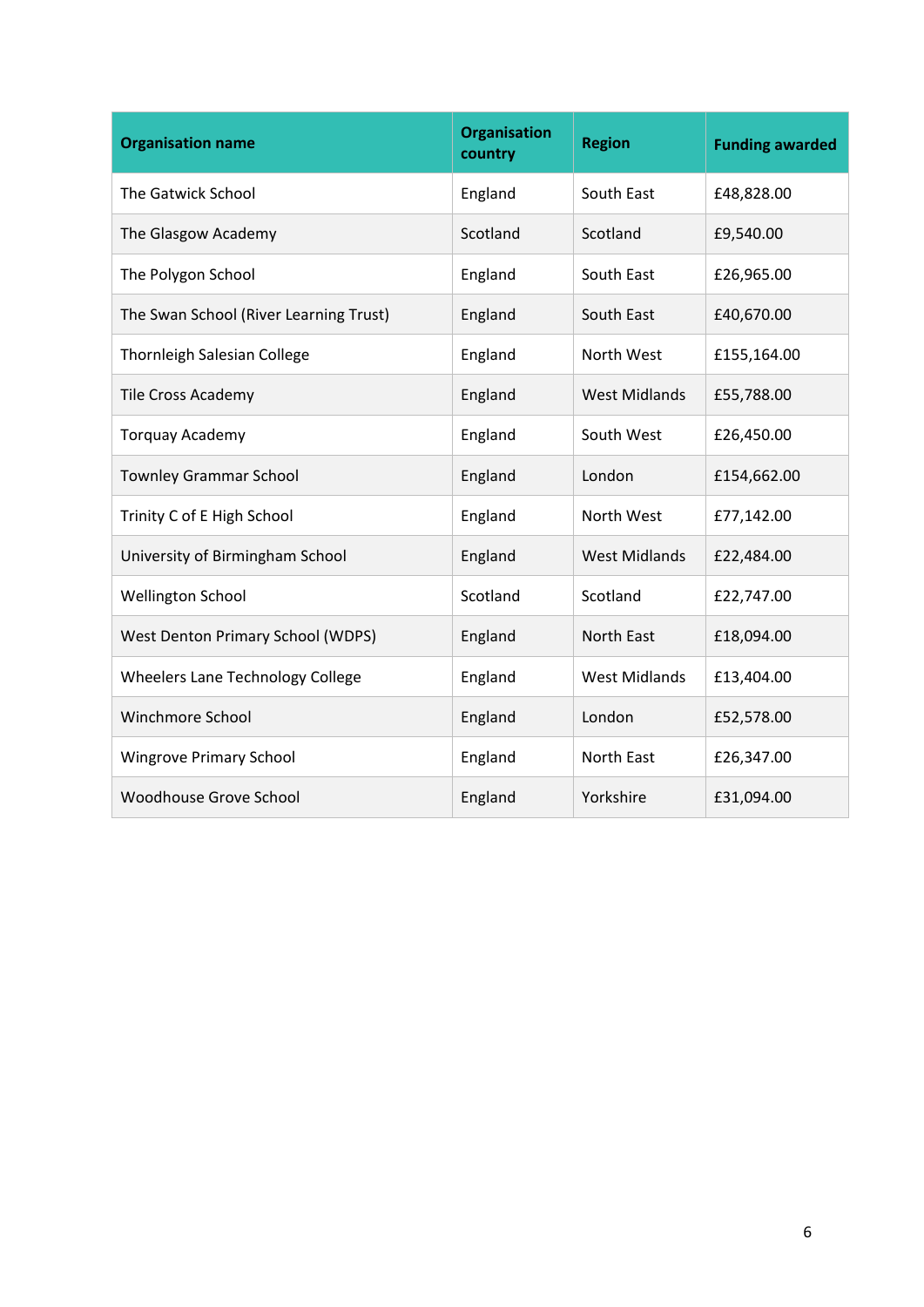| Organisation name | Organisation country | Region | Funding awarded |
|---|---|---|---|
| The Gatwick School | England | South East | £48,828.00 |
| The Glasgow Academy | Scotland | Scotland | £9,540.00 |
| The Polygon School | England | South East | £26,965.00 |
| The Swan School (River Learning Trust) | England | South East | £40,670.00 |
| Thornleigh Salesian College | England | North West | £155,164.00 |
| Tile Cross Academy | England | West Midlands | £55,788.00 |
| Torquay Academy | England | South West | £26,450.00 |
| Townley Grammar School | England | London | £154,662.00 |
| Trinity C of E High School | England | North West | £77,142.00 |
| University of Birmingham School | England | West Midlands | £22,484.00 |
| Wellington School | Scotland | Scotland | £22,747.00 |
| West Denton Primary School (WDPS) | England | North East | £18,094.00 |
| Wheelers Lane Technology College | England | West Midlands | £13,404.00 |
| Winchmore School | England | London | £52,578.00 |
| Wingrove Primary School | England | North East | £26,347.00 |
| Woodhouse Grove School | England | Yorkshire | £31,094.00 |